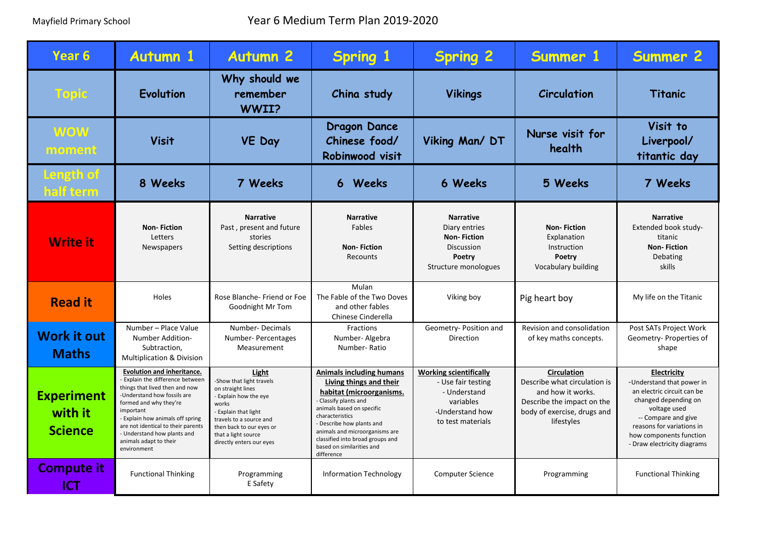Mayfield Primary School

# Year 6 Medium Term Plan 2019-2020

| Year 6 | Autumn 1 | Autumn 2 | Spring 1 | Spring 2 | Summer 1 | Summer 2 |
|---|---|---|---|---|---|---|
| Topic | Evolution | Why should we remember WWII? | China study | Vikings | Circulation | Titanic |
| WOW moment | Visit | VE Day | Dragon Dance Chinese food/ Robinwood visit | Viking Man/ DT | Nurse visit for health | Visit to Liverpool/ titantic day |
| Length of half term | 8 Weeks | 7 Weeks | 6 Weeks | 6 Weeks | 5 Weeks | 7 Weeks |
| Write it | **Non- Fiction** Letters Newspapers | **Narrative** Past , present and future stories Setting descriptions | **Narrative** Fables **Non- Fiction** Recounts | **Narrative** Diary entries **Non- Fiction** Discussion **Poetry** Structure monologues | **Non- Fiction** Explanation Instruction **Poetry** Vocabulary building | **Narrative** Extended book study- titanic **Non- Fiction** Debating skills |
| Read it | Holes | Rose Blanche- Friend or Foe Goodnight Mr Tom | Mulan The Fable of the Two Doves and other fables Chinese Cinderella | Viking boy | Pig heart boy | My life on the Titanic |
| Work it out Maths | Number – Place Value Number Addition- Subtraction, Multiplication & Division | Number- Decimals Number- Percentages Measurement | Fractions Number- Algebra Number- Ratio | Geometry- Position and Direction | Revision and consolidation of key maths concepts. | Post SATs Project Work Geometry- Properties of shape |
| Experiment with it Science | **Evolution and inheritance.** - Explain the difference between things that lived then and now -Understand how fossils are formed and why they're important - Explain how animals off spring are not identical to their parents - Understand how plants and animals adapt to their environment | **Light** -Show that light travels on straight lines - Explain how the eye works - Explain that light travels to a source and then back to our eyes or that a light source directly enters our eyes | **Animals including humans Living things and their habitat (microorganisms.** - Classify plants and animals based on specific characteristics - Describe how plants and animals and microorganisms are classified into broad groups and based on similarities and difference | **Working scientifically** - Use fair testing - Understand variables -Understand how to test materials | **Circulation** Describe what circulation is and how it works. Describe the impact on the body of exercise, drugs and lifestyles | **Electricity** -Understand that power in an electric circuit can be changed depending on voltage used -- Compare and give reasons for variations in how components function - Draw electricity diagrams |
| Compute it ICT | Functional Thinking | Programming E Safety | Information Technology | Computer Science | Programming | Functional Thinking |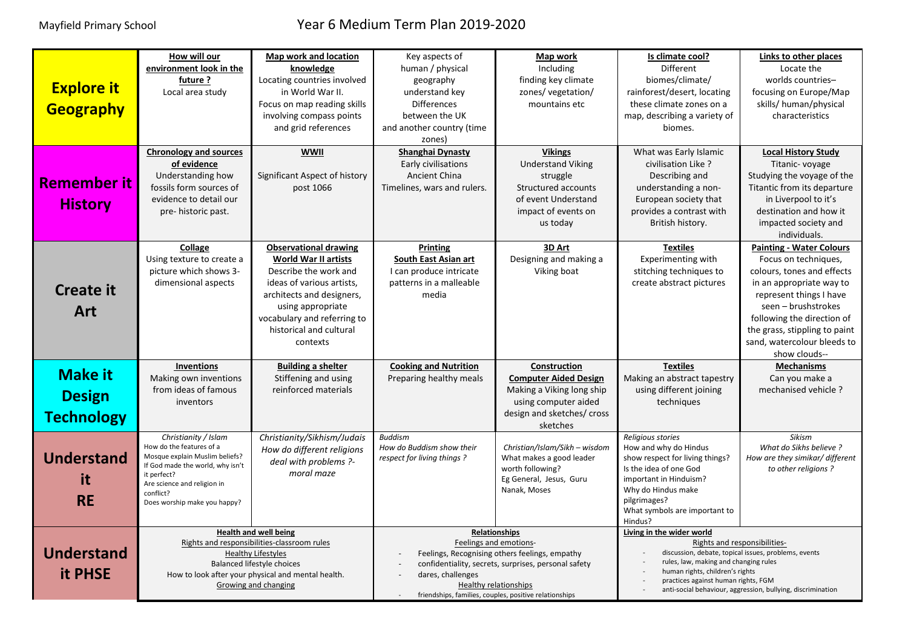Mayfield Primary School

# Year 6 Medium Term Plan 2019-2020

| | | | | | | |
|---|---|---|---|---|---|---|
| **Explore it Geography** | **How will our environment look in the future ?**<br>Local area study | **Map work and location knowledge**<br>Locating countries involved in World War II.<br>Focus on map reading skills involving compass points and grid references | Key aspects of human / physical geography understand key Differences between the UK and another country (time zones) | **Map work**<br>Including finding key climate zones/ vegetation/ mountains etc | **Is climate cool?**<br>Different biomes/climate/ rainforest/desert, locating these climate zones on a map, describing a variety of biomes. | **Links to other places**<br>Locate the worlds countries– focusing on Europe/Map skills/ human/physical characteristics |
| **Remember it History** | **Chronology and sources of evidence**<br>Understanding how fossils form sources of evidence to detail our pre- historic past. | **WWII**<br>Significant Aspect of history post 1066 | **Shanghai Dynasty**<br>Early civilisations Ancient China Timelines, wars and rulers. | **Vikings**<br>Understand Viking struggle Structured accounts of event Understand impact of events on us today | What was Early Islamic civilisation Like ? Describing and understanding a non-European society that provides a contrast with British history. | **Local History Study**<br>Titanic- voyage Studying the voyage of the Titantic from its departure in Liverpool to it's destination and how it impacted society and individuals. |
| **Create it Art** | **Collage**<br>Using texture to create a picture which shows 3-dimensional aspects | **Observational drawing**<br>**World War II artists**<br>Describe the work and ideas of various artists, architects and designers, using appropriate vocabulary and referring to historical and cultural contexts | **Printing**<br>**South East Asian art**<br>I can produce intricate patterns in a malleable media | **3D Art**<br>Designing and making a Viking boat | **Textiles**<br>Experimenting with stitching techniques to create abstract pictures | **Painting - Water Colours**<br>Focus on techniques, colours, tones and effects in an appropriate way to represent things I have seen – brushstrokes following the direction of the grass, stippling to paint sand, watercolour bleeds to show clouds-- |
| **Make it Design Technology** | **Inventions**<br>Making own inventions from ideas of famous inventors | **Building a shelter**<br>Stiffening and using reinforced materials | **Cooking and Nutrition**<br>Preparing healthy meals | **Construction**<br>**Computer Aided Design**<br>Making a Viking long ship using computer aided design and sketches/ cross sketches | **Textiles**<br>Making an abstract tapestry using different joining techniques | **Mechanisms**<br>Can you make a mechanised vehicle ? |
| **Understand it RE** | *Christianity / Islam*<br>How do the features of a Mosque explain Muslim beliefs?<br>If God made the world, why isn't it perfect?<br>Are science and religion in conflict?<br>Does worship make you happy? | *Christianity/Sikhism/Judais*<br>*How do different religions deal with problems ?- moral maze* | *Buddism*<br>*How do Buddism show their respect for living things ?* | *Christian/Islam/Sikh – wisdom*<br>What makes a good leader worth following?<br>Eg General, Jesus, Guru Nanak, Moses | *Religious stories*<br>How and why do Hindus show respect for living things?<br>Is the idea of one God important in Hinduism?<br>Why do Hindus make pilgrimages?<br>What symbols are important to Hindus? | *Sikism*<br>*What do Sikhs believe ?*<br>*How are they simikar/ different to other religions ?* |
| **Understand it PHSE** | **Health and well being**<br>Rights and responsibilities-classroom rules<br>Healthy Lifestyles<br>Balanced lifestyle choices<br>How to look after your physical and mental health.<br>Growing and changing | | **Relationships**<br>Feelings and emotions-<br>- Feelings, Recognising others feelings, empathy<br>- confidentiality, secrets, surprises, personal safety<br>- dares, challenges<br>Healthy relationships<br>- friendships, families, couples, positive relationships | | **Living in the wider world**<br>Rights and responsibilities-<br>- discussion, debate, topical issues, problems, events<br>- rules, law, making and changing rules<br>- human rights, children's rights<br>- practices against human rights, FGM<br>- anti-social behaviour, aggression, bullying, discrimination | |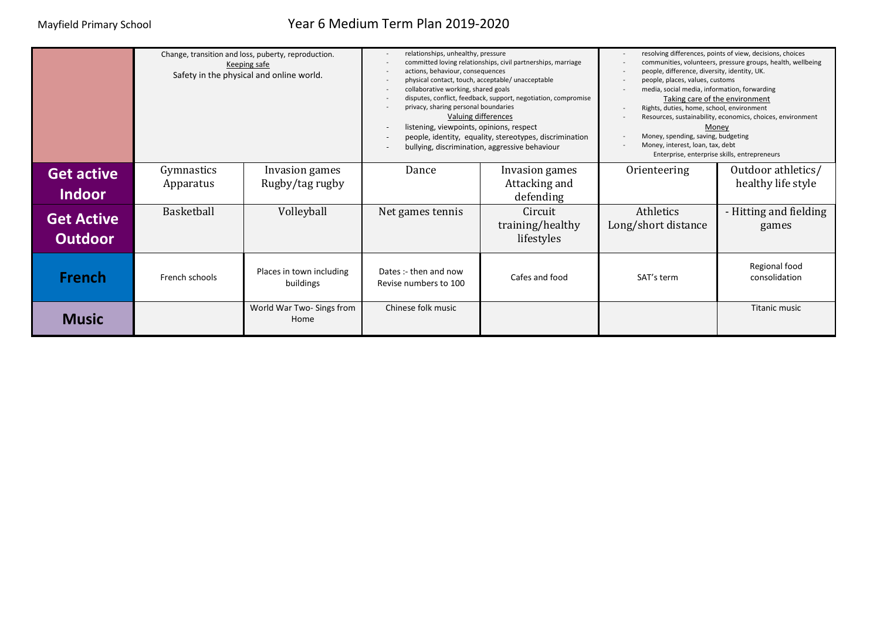Mayfield Primary School

# Year 6 Medium Term Plan 2019-2020

| | | | | | | |
|---|---|---|---|---|---|---|
| | Change, transition and loss, puberty, reproduction. <br> Keeping safe <br> Safety in the physical and online world. | | - relationships, unhealthy, pressure <br> - committed loving relationships, civil partnerships, marriage <br> - actions, behaviour, consequences <br> - physical contact, touch, acceptable/ unacceptable <br> - collaborative working, shared goals <br> - disputes, conflict, feedback, support, negotiation, compromise <br> - privacy, sharing personal boundaries <br> Valuing differences <br> - listening, viewpoints, opinions, respect <br> - people, identity, equality, stereotypes, discrimination <br> - bullying, discrimination, aggressive behaviour | | - resolving differences, points of view, decisions, choices <br> - communities, volunteers, pressure groups, health, wellbeing <br> - people, difference, diversity, identity, UK. <br> - people, places, values, customs <br> - media, social media, information, forwarding <br> Taking care of the environment <br> - Rights, duties, home, school, environment <br> - Resources, sustainability, economics, choices, environment <br> Money <br> - Money, spending, saving, budgeting <br> - Money, interest, loan, tax, debt <br> Enterprise, enterprise skills, entrepreneurs | |
| **Get active Indoor** | Gymnastics Apparatus | Invasion games Rugby/tag rugby | Dance | Invasion games Attacking and defending | Orienteering | Outdoor athletics/ healthy life style |
| **Get Active Outdoor** | Basketball | Volleyball | Net games tennis | Circuit training/healthy lifestyles | Athletics Long/short distance | - Hitting and fielding games |
| **French** | French schools | Places in town including buildings | Dates :- then and now Revise numbers to 100 | Cafes and food | SAT's term | Regional food consolidation |
| **Music** | | World War Two- Sings from Home | Chinese folk music | | | Titanic music |